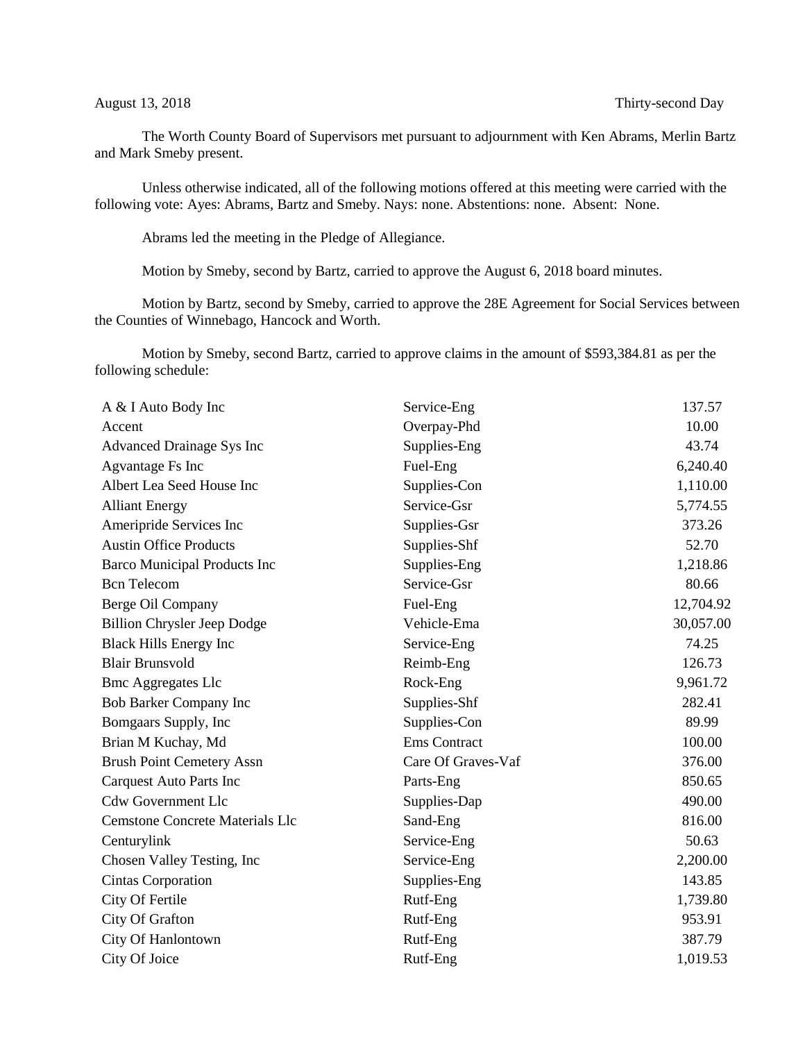August 13, 2018 Thirty-second Day

The Worth County Board of Supervisors met pursuant to adjournment with Ken Abrams, Merlin Bartz and Mark Smeby present.

Unless otherwise indicated, all of the following motions offered at this meeting were carried with the following vote: Ayes: Abrams, Bartz and Smeby. Nays: none. Abstentions: none. Absent: None.

Abrams led the meeting in the Pledge of Allegiance.

Motion by Smeby, second by Bartz, carried to approve the August 6, 2018 board minutes.

Motion by Bartz, second by Smeby, carried to approve the 28E Agreement for Social Services between the Counties of Winnebago, Hancock and Worth.

Motion by Smeby, second Bartz, carried to approve claims in the amount of $593,384.81 as per the following schedule:

| | | |
|---|---|---|
| A & I Auto Body Inc | Service-Eng | 137.57 |
| Accent | Overpay-Phd | 10.00 |
| Advanced Drainage Sys Inc | Supplies-Eng | 43.74 |
| Agvantage Fs Inc | Fuel-Eng | 6,240.40 |
| Albert Lea Seed House Inc | Supplies-Con | 1,110.00 |
| Alliant Energy | Service-Gsr | 5,774.55 |
| Ameripride Services Inc | Supplies-Gsr | 373.26 |
| Austin Office Products | Supplies-Shf | 52.70 |
| Barco Municipal Products Inc | Supplies-Eng | 1,218.86 |
| Bcn Telecom | Service-Gsr | 80.66 |
| Berge Oil Company | Fuel-Eng | 12,704.92 |
| Billion Chrysler Jeep Dodge | Vehicle-Ema | 30,057.00 |
| Black Hills Energy Inc | Service-Eng | 74.25 |
| Blair Brunsvold | Reimb-Eng | 126.73 |
| Bmc Aggregates Llc | Rock-Eng | 9,961.72 |
| Bob Barker Company Inc | Supplies-Shf | 282.41 |
| Bomgaars Supply, Inc | Supplies-Con | 89.99 |
| Brian M Kuchay, Md | Ems Contract | 100.00 |
| Brush Point Cemetery Assn | Care Of Graves-Vaf | 376.00 |
| Carquest Auto Parts Inc | Parts-Eng | 850.65 |
| Cdw Government Llc | Supplies-Dap | 490.00 |
| Cemstone Concrete Materials Llc | Sand-Eng | 816.00 |
| Centurylink | Service-Eng | 50.63 |
| Chosen Valley Testing, Inc | Service-Eng | 2,200.00 |
| Cintas Corporation | Supplies-Eng | 143.85 |
| City Of Fertile | Rutf-Eng | 1,739.80 |
| City Of Grafton | Rutf-Eng | 953.91 |
| City Of Hanlontown | Rutf-Eng | 387.79 |
| City Of Joice | Rutf-Eng | 1,019.53 |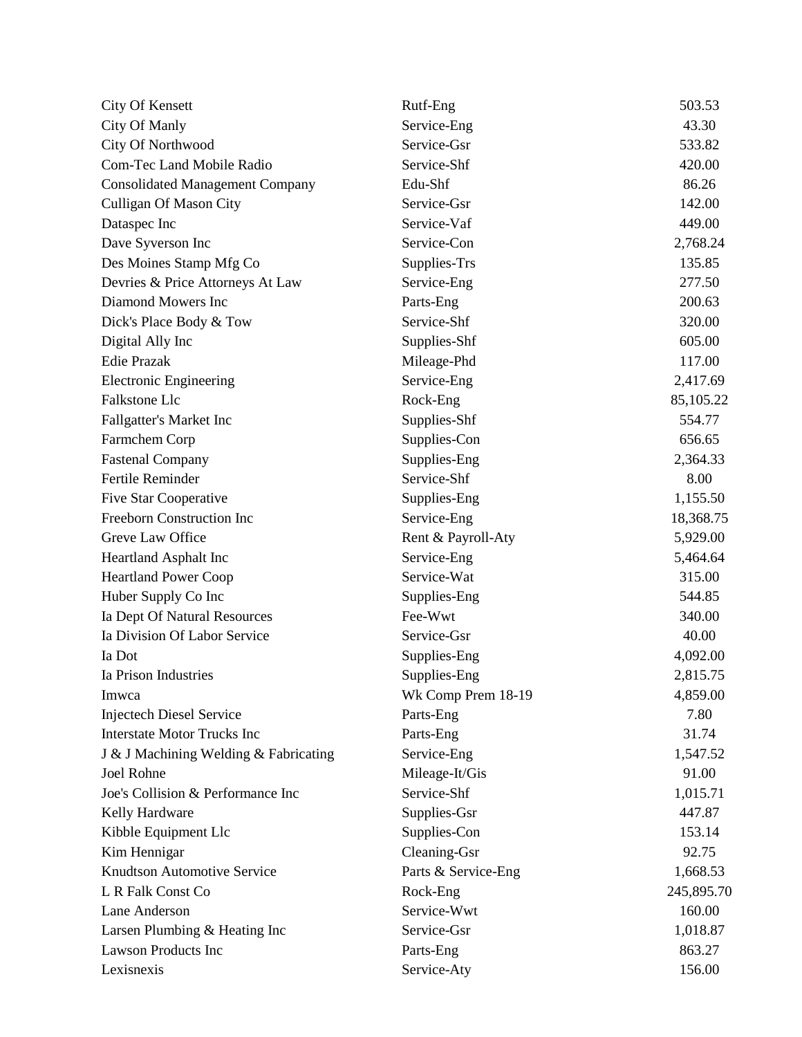| | | |
|---|---|---|
| City Of Kensett | Rutf-Eng | 503.53 |
| City Of Manly | Service-Eng | 43.30 |
| City Of Northwood | Service-Gsr | 533.82 |
| Com-Tec Land Mobile Radio | Service-Shf | 420.00 |
| Consolidated Management Company | Edu-Shf | 86.26 |
| Culligan Of Mason City | Service-Gsr | 142.00 |
| Dataspec Inc | Service-Vaf | 449.00 |
| Dave Syverson Inc | Service-Con | 2,768.24 |
| Des Moines Stamp Mfg Co | Supplies-Trs | 135.85 |
| Devries & Price Attorneys At Law | Service-Eng | 277.50 |
| Diamond Mowers Inc | Parts-Eng | 200.63 |
| Dick's Place Body & Tow | Service-Shf | 320.00 |
| Digital Ally Inc | Supplies-Shf | 605.00 |
| Edie Prazak | Mileage-Phd | 117.00 |
| Electronic Engineering | Service-Eng | 2,417.69 |
| Falkstone Llc | Rock-Eng | 85,105.22 |
| Fallgatter's Market Inc | Supplies-Shf | 554.77 |
| Farmchem Corp | Supplies-Con | 656.65 |
| Fastenal Company | Supplies-Eng | 2,364.33 |
| Fertile Reminder | Service-Shf | 8.00 |
| Five Star Cooperative | Supplies-Eng | 1,155.50 |
| Freeborn Construction Inc | Service-Eng | 18,368.75 |
| Greve Law Office | Rent & Payroll-Aty | 5,929.00 |
| Heartland Asphalt Inc | Service-Eng | 5,464.64 |
| Heartland Power Coop | Service-Wat | 315.00 |
| Huber Supply Co Inc | Supplies-Eng | 544.85 |
| Ia Dept Of Natural Resources | Fee-Wwt | 340.00 |
| Ia Division Of Labor Service | Service-Gsr | 40.00 |
| Ia Dot | Supplies-Eng | 4,092.00 |
| Ia Prison Industries | Supplies-Eng | 2,815.75 |
| Imwca | Wk Comp Prem 18-19 | 4,859.00 |
| Injectech Diesel Service | Parts-Eng | 7.80 |
| Interstate Motor Trucks Inc | Parts-Eng | 31.74 |
| J & J Machining Welding & Fabricating | Service-Eng | 1,547.52 |
| Joel Rohne | Mileage-It/Gis | 91.00 |
| Joe's Collision & Performance Inc | Service-Shf | 1,015.71 |
| Kelly Hardware | Supplies-Gsr | 447.87 |
| Kibble Equipment Llc | Supplies-Con | 153.14 |
| Kim Hennigar | Cleaning-Gsr | 92.75 |
| Knudtson Automotive Service | Parts & Service-Eng | 1,668.53 |
| L R Falk Const Co | Rock-Eng | 245,895.70 |
| Lane Anderson | Service-Wwt | 160.00 |
| Larsen Plumbing & Heating Inc | Service-Gsr | 1,018.87 |
| Lawson Products Inc | Parts-Eng | 863.27 |
| Lexisnexis | Service-Aty | 156.00 |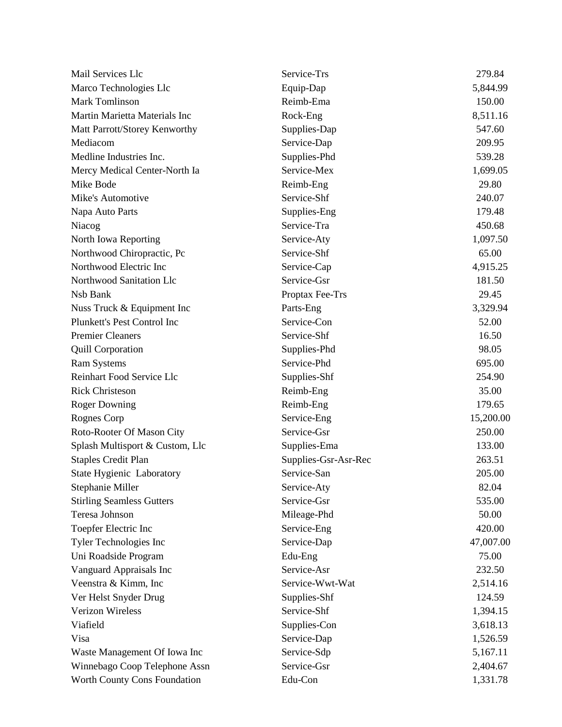| | | |
|---|---|---|
| Mail Services Llc | Service-Trs | 279.84 |
| Marco Technologies Llc | Equip-Dap | 5,844.99 |
| Mark Tomlinson | Reimb-Ema | 150.00 |
| Martin Marietta Materials Inc | Rock-Eng | 8,511.16 |
| Matt Parrott/Storey Kenworthy | Supplies-Dap | 547.60 |
| Mediacom | Service-Dap | 209.95 |
| Medline Industries Inc. | Supplies-Phd | 539.28 |
| Mercy Medical Center-North Ia | Service-Mex | 1,699.05 |
| Mike Bode | Reimb-Eng | 29.80 |
| Mike's Automotive | Service-Shf | 240.07 |
| Napa Auto Parts | Supplies-Eng | 179.48 |
| Niacog | Service-Tra | 450.68 |
| North Iowa Reporting | Service-Aty | 1,097.50 |
| Northwood Chiropractic, Pc | Service-Shf | 65.00 |
| Northwood Electric Inc | Service-Cap | 4,915.25 |
| Northwood Sanitation Llc | Service-Gsr | 181.50 |
| Nsb Bank | Proptax Fee-Trs | 29.45 |
| Nuss Truck & Equipment Inc | Parts-Eng | 3,329.94 |
| Plunkett's Pest Control Inc | Service-Con | 52.00 |
| Premier Cleaners | Service-Shf | 16.50 |
| Quill Corporation | Supplies-Phd | 98.05 |
| Ram Systems | Service-Phd | 695.00 |
| Reinhart Food Service Llc | Supplies-Shf | 254.90 |
| Rick Christeson | Reimb-Eng | 35.00 |
| Roger Downing | Reimb-Eng | 179.65 |
| Rognes Corp | Service-Eng | 15,200.00 |
| Roto-Rooter Of Mason City | Service-Gsr | 250.00 |
| Splash Multisport & Custom, Llc | Supplies-Ema | 133.00 |
| Staples Credit Plan | Supplies-Gsr-Asr-Rec | 263.51 |
| State Hygienic Laboratory | Service-San | 205.00 |
| Stephanie Miller | Service-Aty | 82.04 |
| Stirling Seamless Gutters | Service-Gsr | 535.00 |
| Teresa Johnson | Mileage-Phd | 50.00 |
| Toepfer Electric Inc | Service-Eng | 420.00 |
| Tyler Technologies Inc | Service-Dap | 47,007.00 |
| Uni Roadside Program | Edu-Eng | 75.00 |
| Vanguard Appraisals Inc | Service-Asr | 232.50 |
| Veenstra & Kimm, Inc | Service-Wwt-Wat | 2,514.16 |
| Ver Helst Snyder Drug | Supplies-Shf | 124.59 |
| Verizon Wireless | Service-Shf | 1,394.15 |
| Viafield | Supplies-Con | 3,618.13 |
| Visa | Service-Dap | 1,526.59 |
| Waste Management Of Iowa Inc | Service-Sdp | 5,167.11 |
| Winnebago Coop Telephone Assn | Service-Gsr | 2,404.67 |
| Worth County Cons Foundation | Edu-Con | 1,331.78 |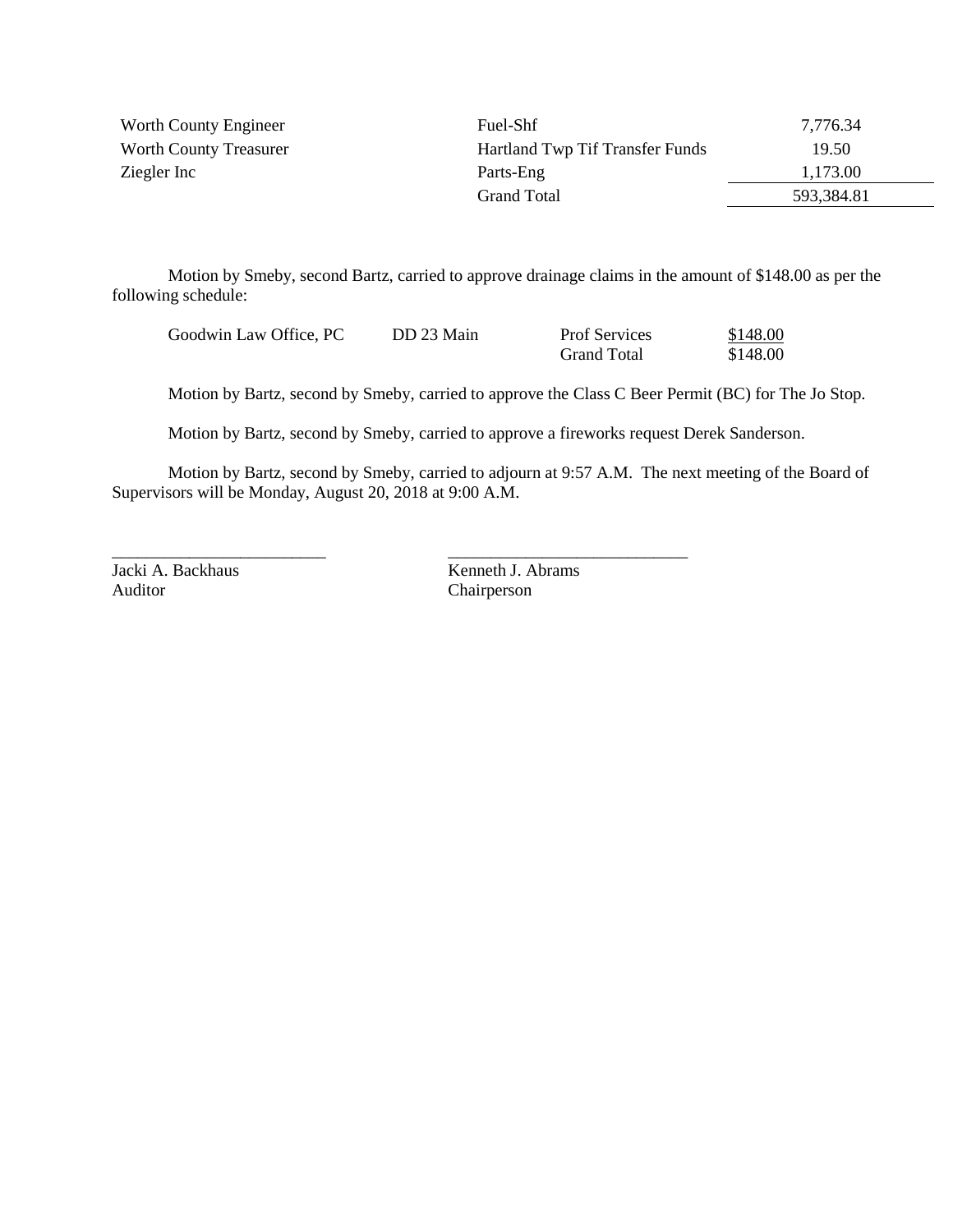| | | |
|---|---|---|
| Worth County Engineer | Fuel-Shf | 7,776.34 |
| Worth County Treasurer | Hartland Twp Tif Transfer Funds | 19.50 |
| Ziegler Inc | Parts-Eng | 1,173.00 |
| | Grand Total | 593,384.81 |

Motion by Smeby, second Bartz, carried to approve drainage claims in the amount of $148.00 as per the following schedule:

| | | | |
|---|---|---|---|
| Goodwin Law Office, PC | DD 23 Main | Prof Services | $148.00 |
| | | Grand Total | $148.00 |

Motion by Bartz, second by Smeby, carried to approve the Class C Beer Permit (BC) for The Jo Stop.

Motion by Bartz, second by Smeby, carried to approve a fireworks request Derek Sanderson.

Motion by Bartz, second by Smeby, carried to adjourn at 9:57 A.M. The next meeting of the Board of Supervisors will be Monday, August 20, 2018 at 9:00 A.M.

_________________________ _____________________________

Jacki A. Backhaus
Auditor

Kenneth J. Abrams
Chairperson